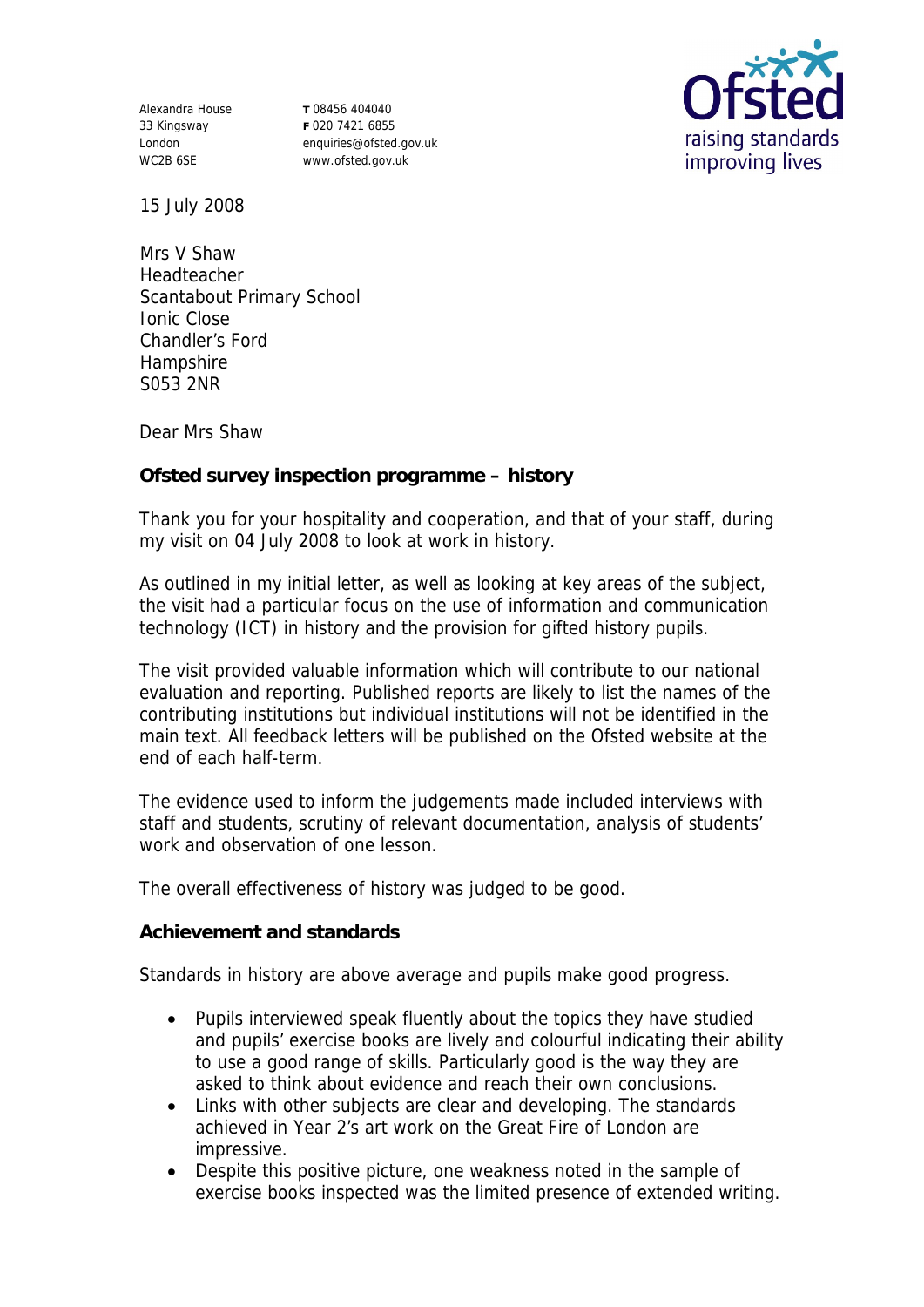Alexandra House
33 Kingsway
London
WC2B 6SE

T 08456 404040
F 020 7421 6855
enquiries@ofsted.gov.uk
www.ofsted.gov.uk

Ofsted
raising standards
improving lives

15 July 2008

Mrs V Shaw
Headteacher
Scantabout Primary School
Ionic Close
Chandler's Ford
Hampshire
S053 2NR

Dear Mrs Shaw

**Ofsted survey inspection programme – history**

Thank you for your hospitality and cooperation, and that of your staff, during my visit on 04 July 2008 to look at work in history.

As outlined in my initial letter, as well as looking at key areas of the subject, the visit had a particular focus on the use of information and communication technology (ICT) in history and the provision for gifted history pupils.

The visit provided valuable information which will contribute to our national evaluation and reporting. Published reports are likely to list the names of the contributing institutions but individual institutions will not be identified in the main text. All feedback letters will be published on the Ofsted website at the end of each half-term.

The evidence used to inform the judgements made included interviews with staff and students, scrutiny of relevant documentation, analysis of students' work and observation of one lesson.

The overall effectiveness of history was judged to be good.

**Achievement and standards**

Standards in history are above average and pupils make good progress.

- Pupils interviewed speak fluently about the topics they have studied and pupils' exercise books are lively and colourful indicating their ability to use a good range of skills. Particularly good is the way they are asked to think about evidence and reach their own conclusions.
- Links with other subjects are clear and developing. The standards achieved in Year 2's art work on the Great Fire of London are impressive.
- Despite this positive picture, one weakness noted in the sample of exercise books inspected was the limited presence of extended writing.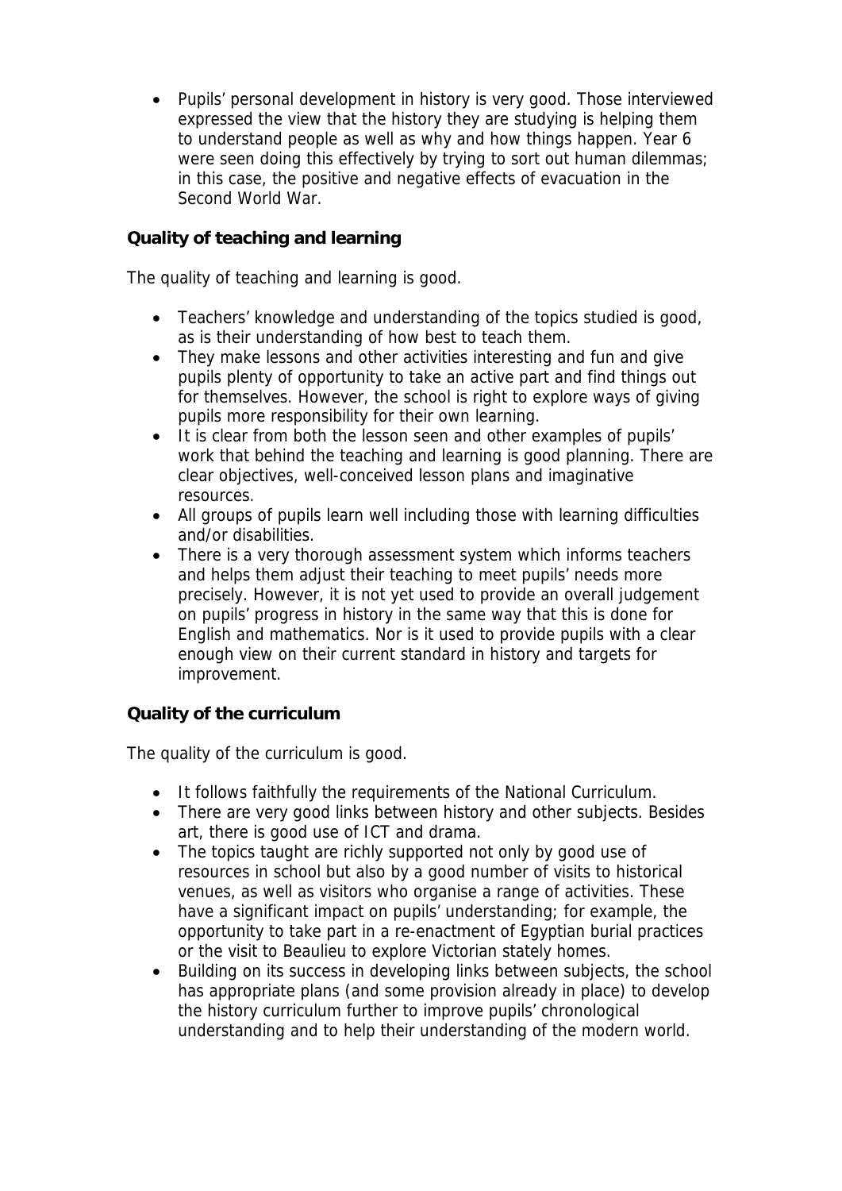- Pupils' personal development in history is very good. Those interviewed expressed the view that the history they are studying is helping them to understand people as well as why and how things happen. Year 6 were seen doing this effectively by trying to sort out human dilemmas; in this case, the positive and negative effects of evacuation in the Second World War.

**Quality of teaching and learning**

The quality of teaching and learning is good.

- Teachers' knowledge and understanding of the topics studied is good, as is their understanding of how best to teach them.
- They make lessons and other activities interesting and fun and give pupils plenty of opportunity to take an active part and find things out for themselves. However, the school is right to explore ways of giving pupils more responsibility for their own learning.
- It is clear from both the lesson seen and other examples of pupils' work that behind the teaching and learning is good planning. There are clear objectives, well-conceived lesson plans and imaginative resources.
- All groups of pupils learn well including those with learning difficulties and/or disabilities.
- There is a very thorough assessment system which informs teachers and helps them adjust their teaching to meet pupils' needs more precisely. However, it is not yet used to provide an overall judgement on pupils' progress in history in the same way that this is done for English and mathematics. Nor is it used to provide pupils with a clear enough view on their current standard in history and targets for improvement.

**Quality of the curriculum**

The quality of the curriculum is good.

- It follows faithfully the requirements of the National Curriculum.
- There are very good links between history and other subjects. Besides art, there is good use of ICT and drama.
- The topics taught are richly supported not only by good use of resources in school but also by a good number of visits to historical venues, as well as visitors who organise a range of activities. These have a significant impact on pupils' understanding; for example, the opportunity to take part in a re-enactment of Egyptian burial practices or the visit to Beaulieu to explore Victorian stately homes.
- Building on its success in developing links between subjects, the school has appropriate plans (and some provision already in place) to develop the history curriculum further to improve pupils' chronological understanding and to help their understanding of the modern world.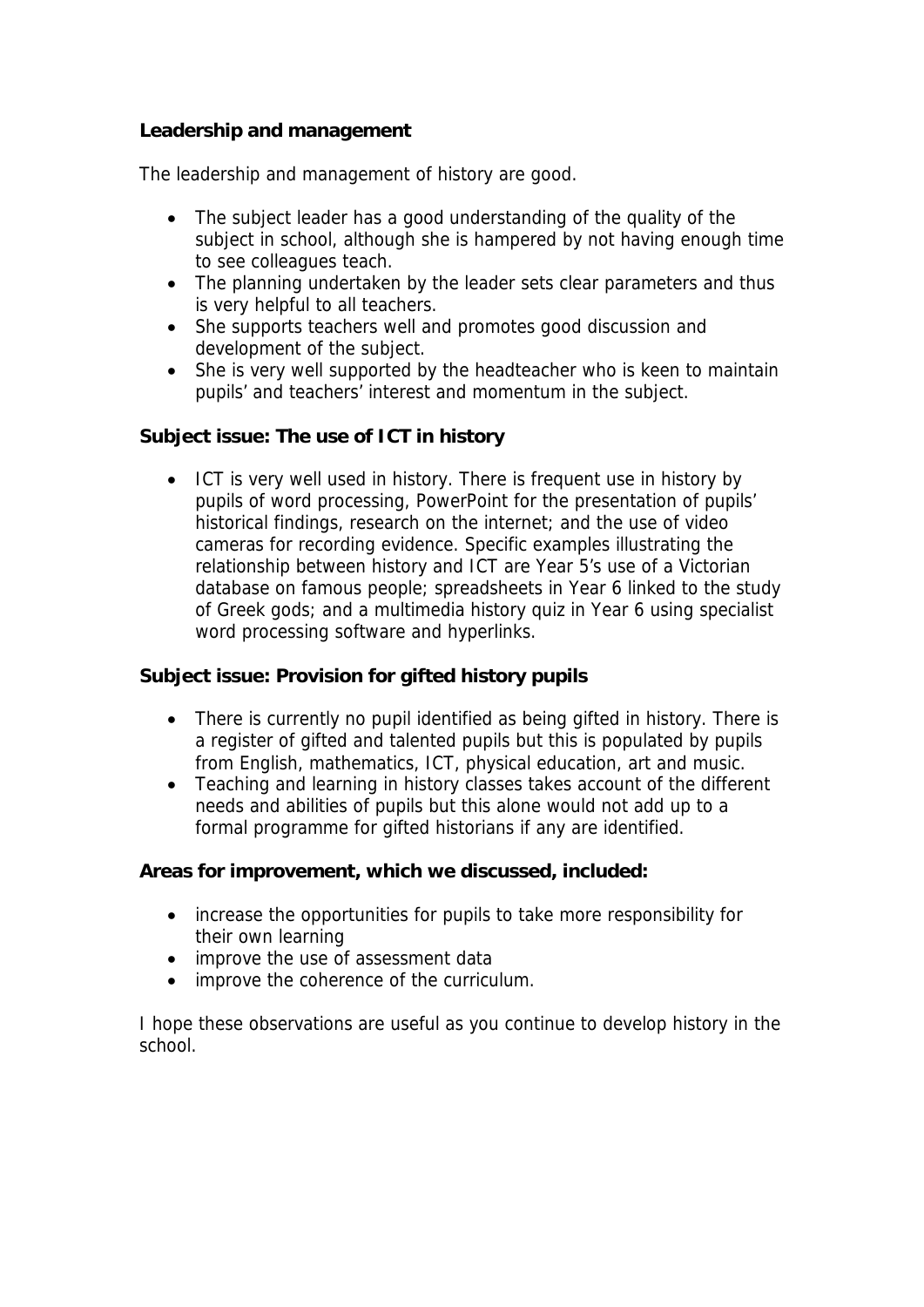**Leadership and management**

The leadership and management of history are good.

- The subject leader has a good understanding of the quality of the subject in school, although she is hampered by not having enough time to see colleagues teach.
- The planning undertaken by the leader sets clear parameters and thus is very helpful to all teachers.
- She supports teachers well and promotes good discussion and development of the subject.
- She is very well supported by the headteacher who is keen to maintain pupils' and teachers' interest and momentum in the subject.

**Subject issue: The use of ICT in history**

- ICT is very well used in history. There is frequent use in history by pupils of word processing, PowerPoint for the presentation of pupils' historical findings, research on the internet; and the use of video cameras for recording evidence. Specific examples illustrating the relationship between history and ICT are Year 5's use of a Victorian database on famous people; spreadsheets in Year 6 linked to the study of Greek gods; and a multimedia history quiz in Year 6 using specialist word processing software and hyperlinks.

**Subject issue: Provision for gifted history pupils**

- There is currently no pupil identified as being gifted in history. There is a register of gifted and talented pupils but this is populated by pupils from English, mathematics, ICT, physical education, art and music.
- Teaching and learning in history classes takes account of the different needs and abilities of pupils but this alone would not add up to a formal programme for gifted historians if any are identified.

**Areas for improvement, which we discussed, included:**

- increase the opportunities for pupils to take more responsibility for their own learning
- improve the use of assessment data
- improve the coherence of the curriculum.

I hope these observations are useful as you continue to develop history in the school.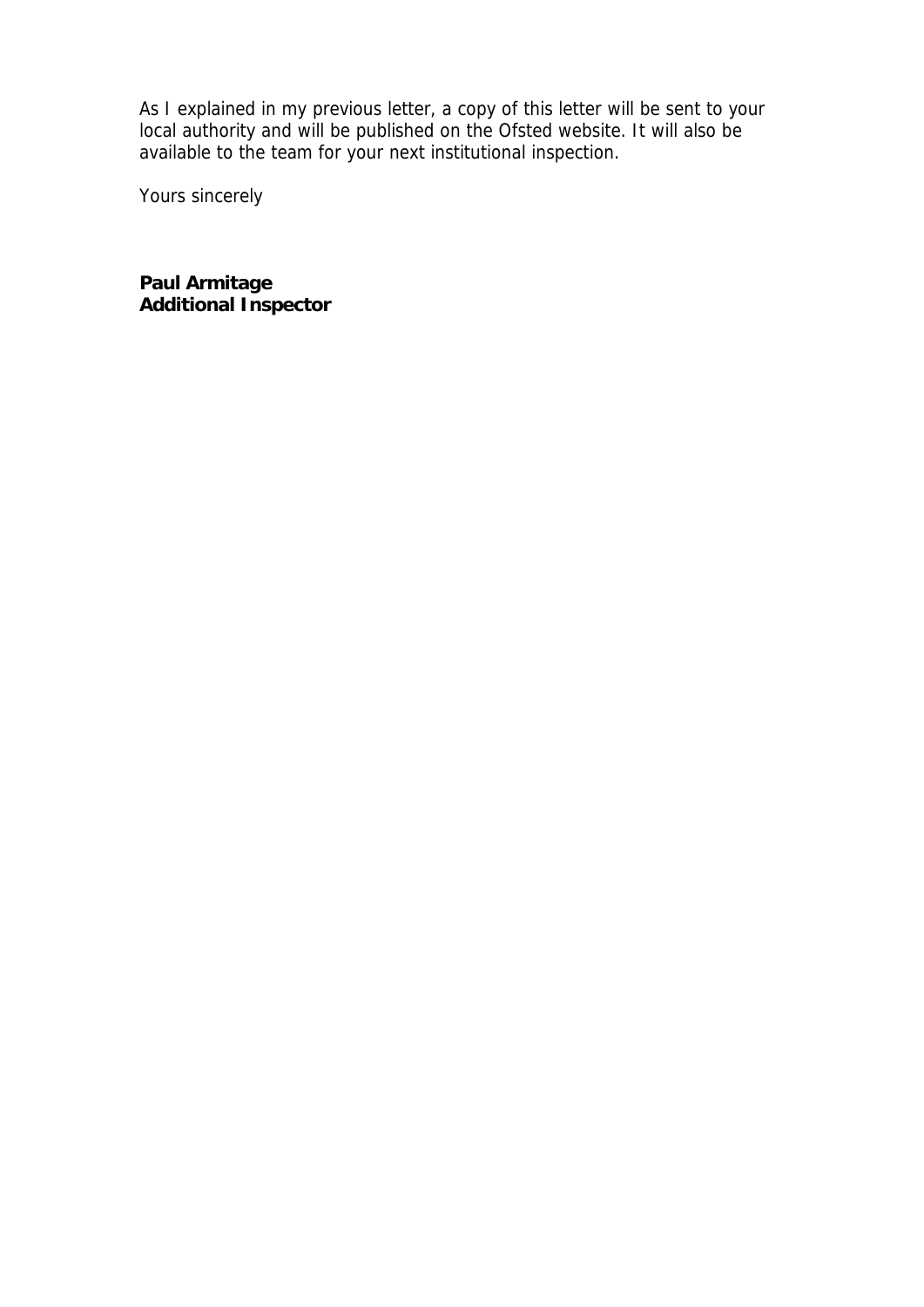As I explained in my previous letter, a copy of this letter will be sent to your local authority and will be published on the Ofsted website. It will also be available to the team for your next institutional inspection.

Yours sincerely

**Paul Armitage**
**Additional Inspector**